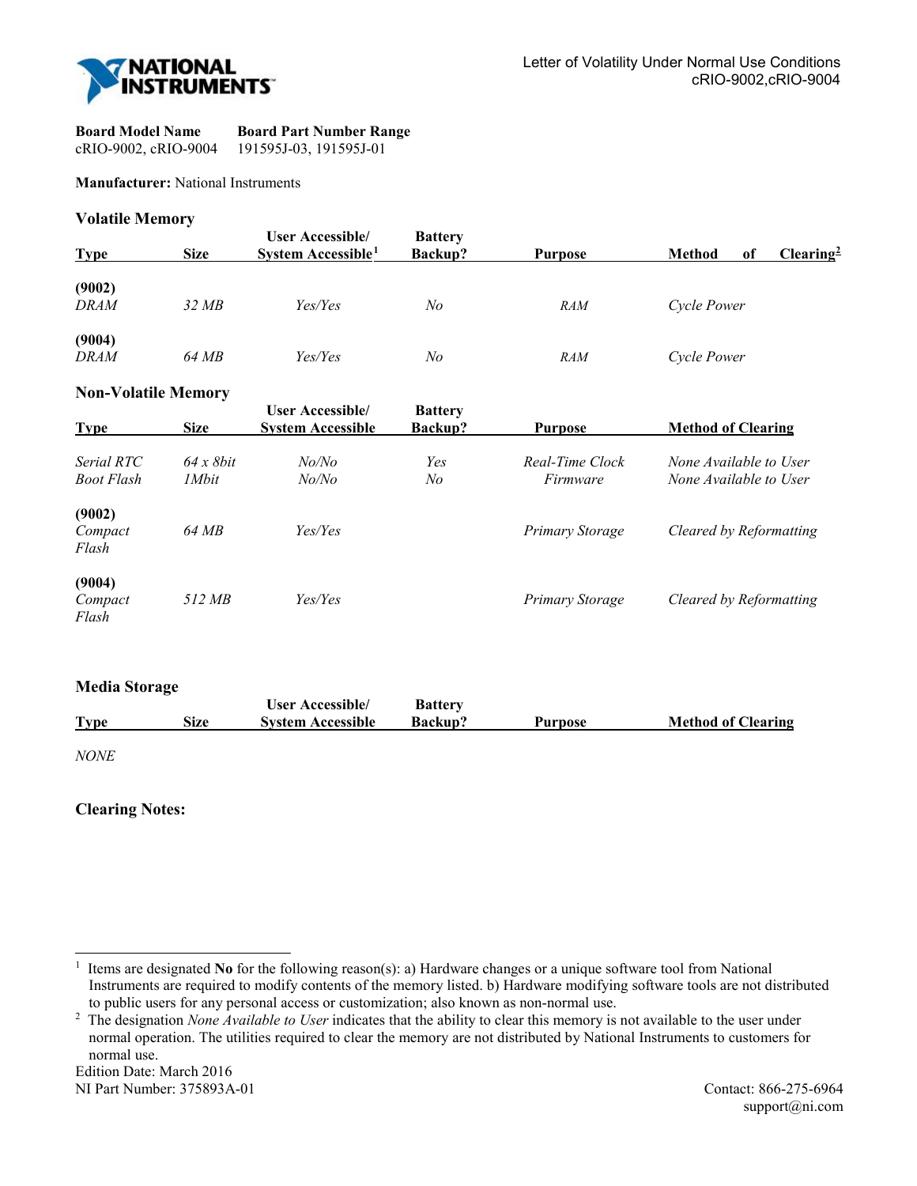Letter of Volatility Under Normal Use Conditions
cRIO-9002,cRIO-9004

| **Board Model Name** | **Board Part Number Range** |
|---|---|
| cRIO-9002, cRIO-9004 | 191595J-03, 191595J-01 |

**Manufacturer:** National Instruments

## Volatile Memory

| Type | Size | User Accessible/ System Accessible[1] | Battery Backup? | Purpose | Method of Clearing[2] |
|---|---|---|---|---|---|
| **(9002)** *DRAM* | *32 MB* | *Yes/Yes* | *No* | *RAM* | *Cycle Power* |
| **(9004)** *DRAM* | *64 MB* | *Yes/Yes* | *No* | *RAM* | *Cycle Power* |

## Non-Volatile Memory

| Type | Size | User Accessible/ System Accessible | Battery Backup? | Purpose | Method of Clearing |
|---|---|---|---|---|---|
| *Serial RTC* | *64 x 8bit* | *No/No* | *Yes* | *Real-Time Clock* | *None Available to User* |
| *Boot Flash* | *1Mbit* | *No/No* | *No* | *Firmware* | *None Available to User* |
| **(9002)** *Compact Flash* | *64 MB* | *Yes/Yes* | | *Primary Storage* | *Cleared by Reformatting* |
| **(9004)** *Compact Flash* | *512 MB* | *Yes/Yes* | | *Primary Storage* | *Cleared by Reformatting* |

## Media Storage

| Type | Size | User Accessible/ System Accessible | Battery Backup? | Purpose | Method of Clearing |
|---|---|---|---|---|---|
| *NONE* | | | | | |

## Clearing Notes:

[1] Items are designated **No** for the following reason(s): a) Hardware changes or a unique software tool from National Instruments are required to modify contents of the memory listed. b) Hardware modifying software tools are not distributed to public users for any personal access or customization; also known as non-normal use.

[2] The designation *None Available to User* indicates that the ability to clear this memory is not available to the user under normal operation. The utilities required to clear the memory are not distributed by National Instruments to customers for normal use.

Edition Date: March 2016
NI Part Number: 375893A-01

Contact: 866-275-6964
support@ni.com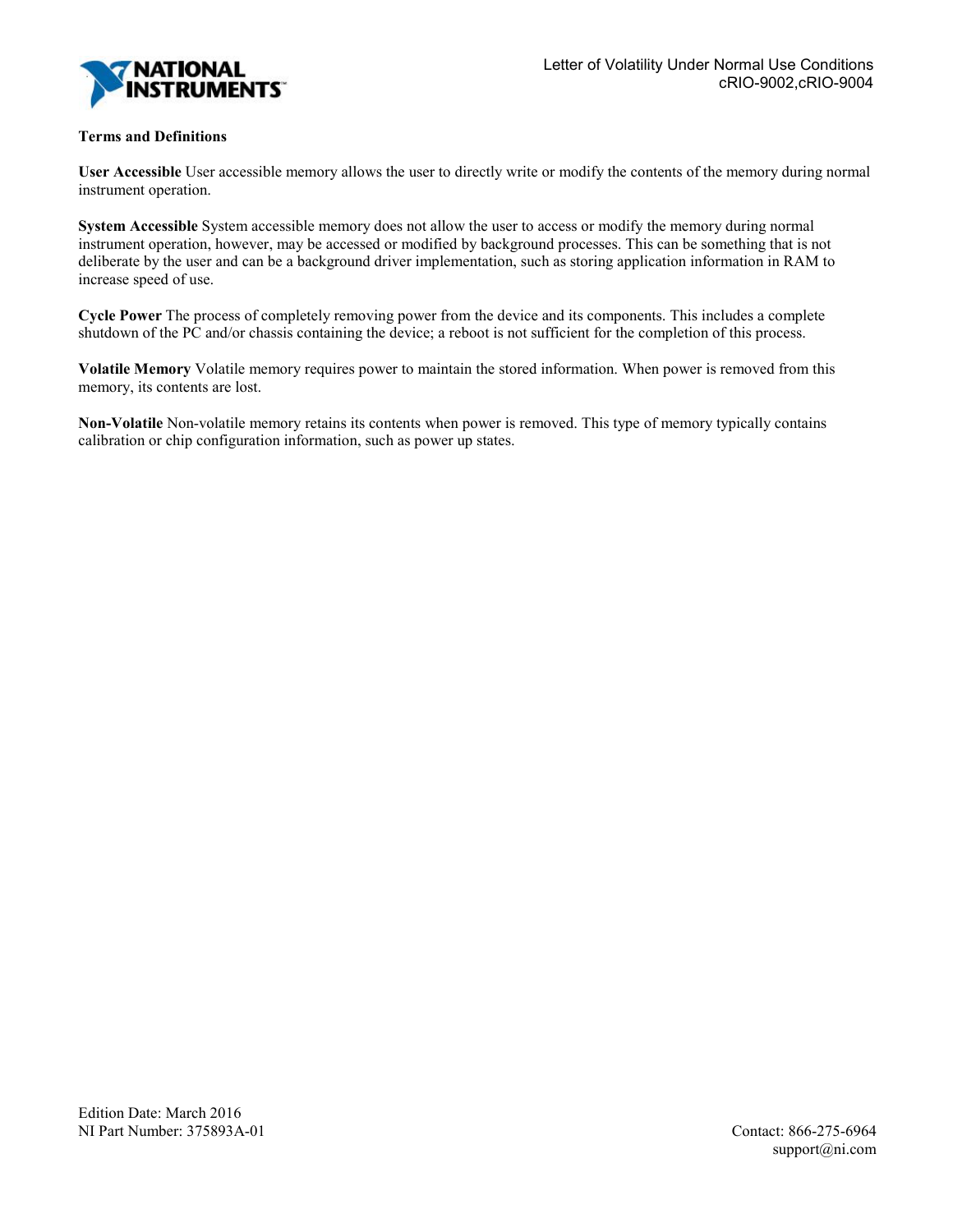**Terms and Definitions**

**User Accessible** User accessible memory allows the user to directly write or modify the contents of the memory during normal instrument operation.

**System Accessible** System accessible memory does not allow the user to access or modify the memory during normal instrument operation, however, may be accessed or modified by background processes. This can be something that is not deliberate by the user and can be a background driver implementation, such as storing application information in RAM to increase speed of use.

**Cycle Power** The process of completely removing power from the device and its components. This includes a complete shutdown of the PC and/or chassis containing the device; a reboot is not sufficient for the completion of this process.

**Volatile Memory** Volatile memory requires power to maintain the stored information. When power is removed from this memory, its contents are lost.

**Non-Volatile** Non-volatile memory retains its contents when power is removed. This type of memory typically contains calibration or chip configuration information, such as power up states.